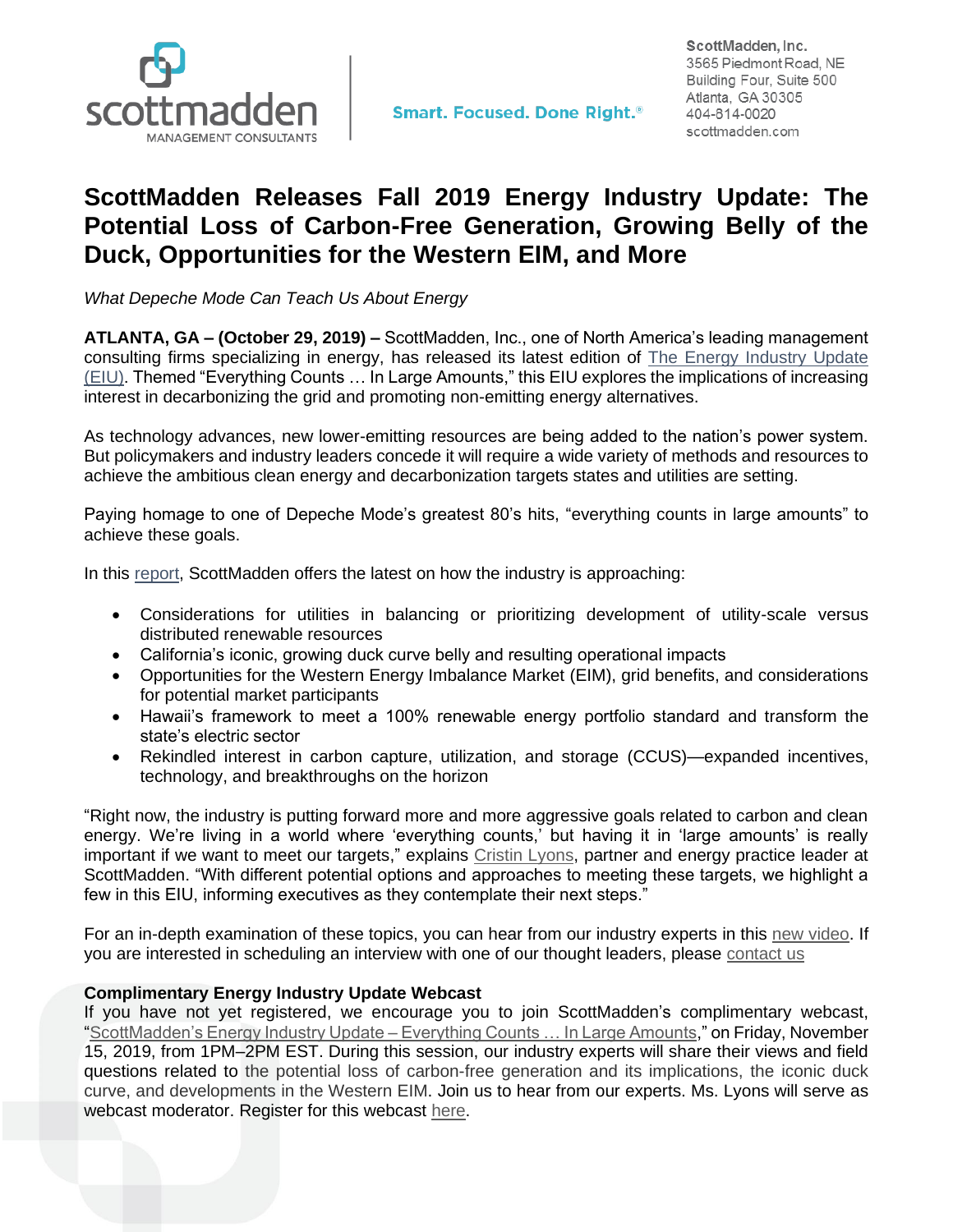scottmadden MANAGEMENT CONSULTANTS

Smart. Focused. Done Right.®

ScottMadden, Inc.
3565 Piedmont Road, NE
Building Four, Suite 500
Atlanta, GA 30305
404-814-0020
scottmadden.com

# ScottMadden Releases Fall 2019 Energy Industry Update: The Potential Loss of Carbon-Free Generation, Growing Belly of the Duck, Opportunities for the Western EIM, and More

*What Depeche Mode Can Teach Us About Energy*

**ATLANTA, GA – (October 29, 2019) –** ScottMadden, Inc., one of North America's leading management consulting firms specializing in energy, has released its latest edition of The Energy Industry Update (EIU). Themed "Everything Counts … In Large Amounts," this EIU explores the implications of increasing interest in decarbonizing the grid and promoting non-emitting energy alternatives.

As technology advances, new lower-emitting resources are being added to the nation's power system. But policymakers and industry leaders concede it will require a wide variety of methods and resources to achieve the ambitious clean energy and decarbonization targets states and utilities are setting.

Paying homage to one of Depeche Mode's greatest 80's hits, "everything counts in large amounts" to achieve these goals.

In this report, ScottMadden offers the latest on how the industry is approaching:

- Considerations for utilities in balancing or prioritizing development of utility-scale versus distributed renewable resources
- California's iconic, growing duck curve belly and resulting operational impacts
- Opportunities for the Western Energy Imbalance Market (EIM), grid benefits, and considerations for potential market participants
- Hawaii's framework to meet a 100% renewable energy portfolio standard and transform the state's electric sector
- Rekindled interest in carbon capture, utilization, and storage (CCUS)—expanded incentives, technology, and breakthroughs on the horizon

"Right now, the industry is putting forward more and more aggressive goals related to carbon and clean energy. We're living in a world where 'everything counts,' but having it in 'large amounts' is really important if we want to meet our targets," explains Cristin Lyons, partner and energy practice leader at ScottMadden. "With different potential options and approaches to meeting these targets, we highlight a few in this EIU, informing executives as they contemplate their next steps."

For an in-depth examination of these topics, you can hear from our industry experts in this new video. If you are interested in scheduling an interview with one of our thought leaders, please contact us

**Complimentary Energy Industry Update Webcast**

If you have not yet registered, we encourage you to join ScottMadden's complimentary webcast, "ScottMadden's Energy Industry Update – Everything Counts … In Large Amounts," on Friday, November 15, 2019, from 1PM–2PM EST. During this session, our industry experts will share their views and field questions related to the potential loss of carbon-free generation and its implications, the iconic duck curve, and developments in the Western EIM. Join us to hear from our experts. Ms. Lyons will serve as webcast moderator. Register for this webcast here.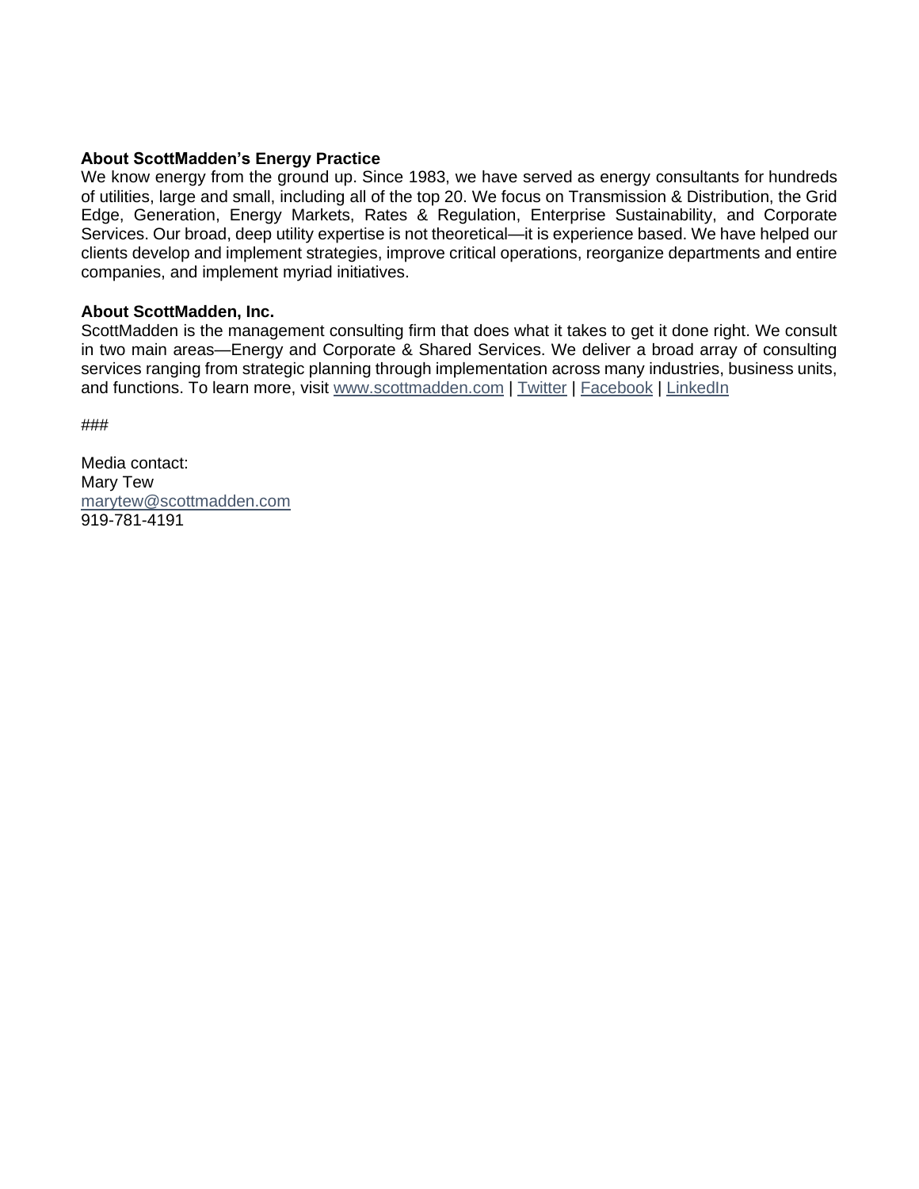**About ScottMadden's Energy Practice**
We know energy from the ground up. Since 1983, we have served as energy consultants for hundreds of utilities, large and small, including all of the top 20. We focus on Transmission & Distribution, the Grid Edge, Generation, Energy Markets, Rates & Regulation, Enterprise Sustainability, and Corporate Services. Our broad, deep utility expertise is not theoretical—it is experience based. We have helped our clients develop and implement strategies, improve critical operations, reorganize departments and entire companies, and implement myriad initiatives.

**About ScottMadden, Inc.**
ScottMadden is the management consulting firm that does what it takes to get it done right. We consult in two main areas—Energy and Corporate & Shared Services. We deliver a broad array of consulting services ranging from strategic planning through implementation across many industries, business units, and functions. To learn more, visit www.scottmadden.com | Twitter | Facebook | LinkedIn

###

Media contact:
Mary Tew
marytew@scottmadden.com
919-781-4191